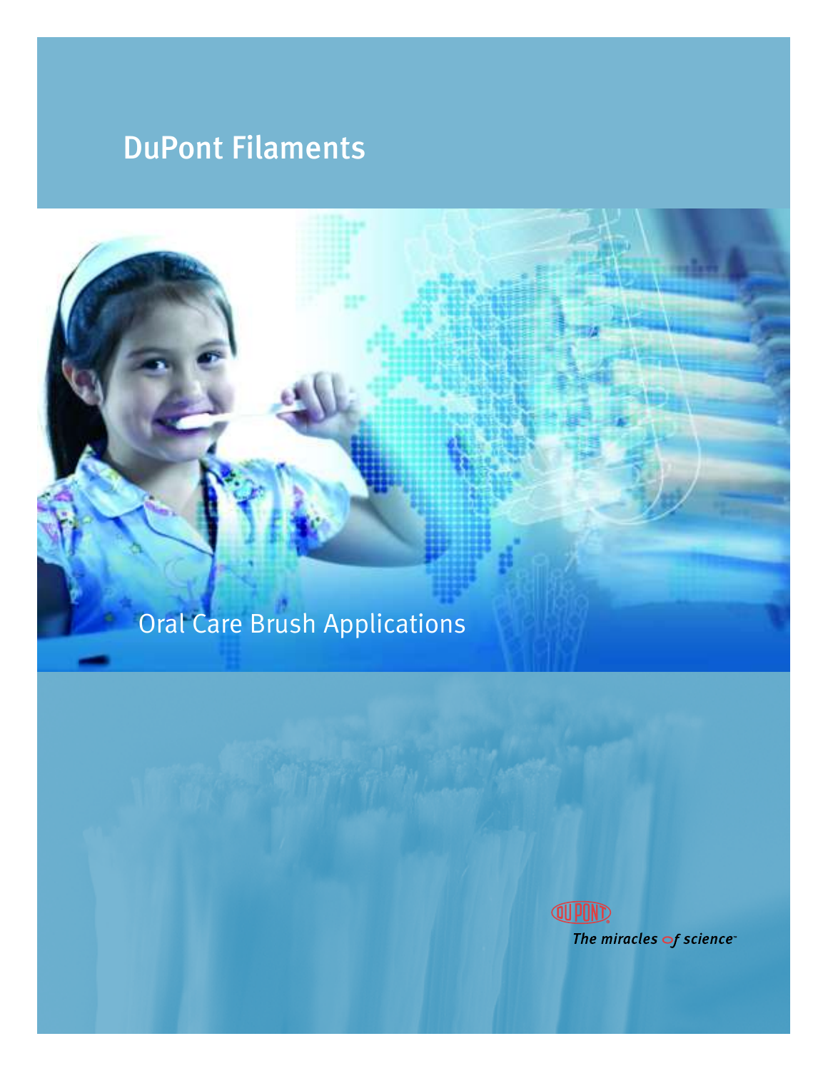# DuPont Filaments

## Oral Care Brush Applications

DuPont

*The miracles of science*™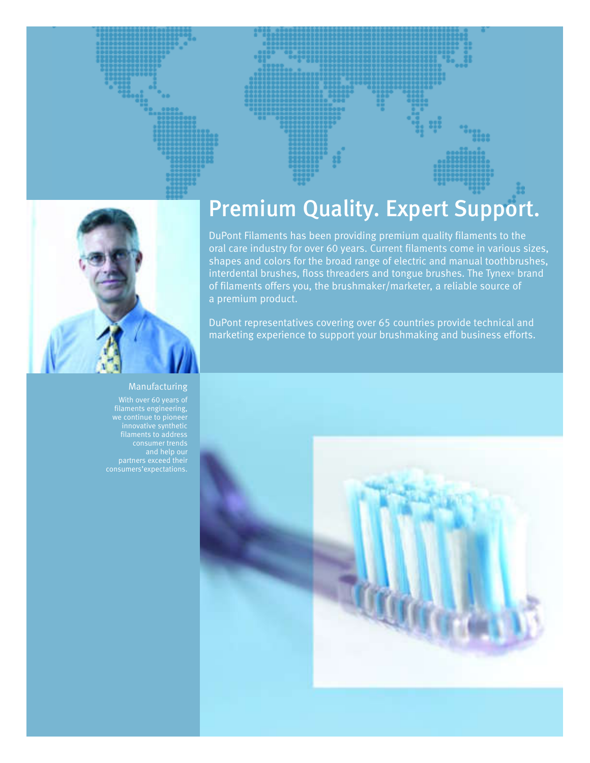# Premium Quality. Expert Support.

DuPont Filaments has been providing premium quality filaments to the oral care industry for over 60 years. Current filaments come in various sizes, shapes and colors for the broad range of electric and manual toothbrushes, interdental brushes, floss threaders and tongue brushes. The Tynex® brand of filaments offers you, the brushmaker/marketer, a reliable source of a premium product.

DuPont representatives covering over 65 countries provide technical and marketing experience to support your brushmaking and business efforts.

## Manufacturing

With over 60 years of filaments engineering, we continue to pioneer innovative synthetic filaments to address consumer trends and help our partners exceed their consumers'expectations.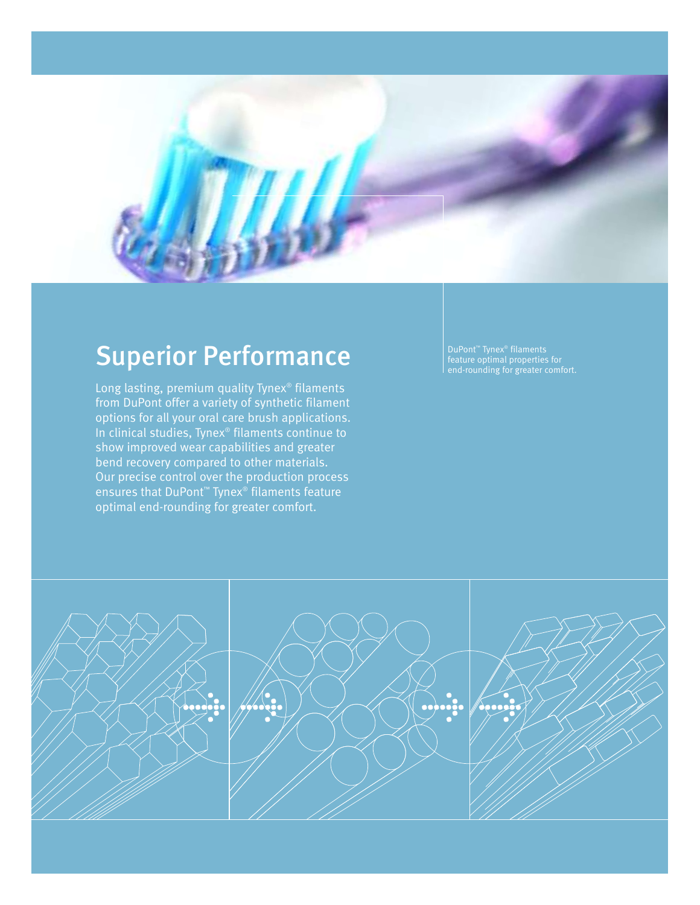# Superior Performance

Long lasting, premium quality Tynex® filaments from DuPont offer a variety of synthetic filament options for all your oral care brush applications. In clinical studies, Tynex® filaments continue to show improved wear capabilities and greater bend recovery compared to other materials. Our precise control over the production process ensures that DuPont™ Tynex® filaments feature optimal end-rounding for greater comfort.

DuPont™ Tynex® filaments feature optimal properties for end-rounding for greater comfort.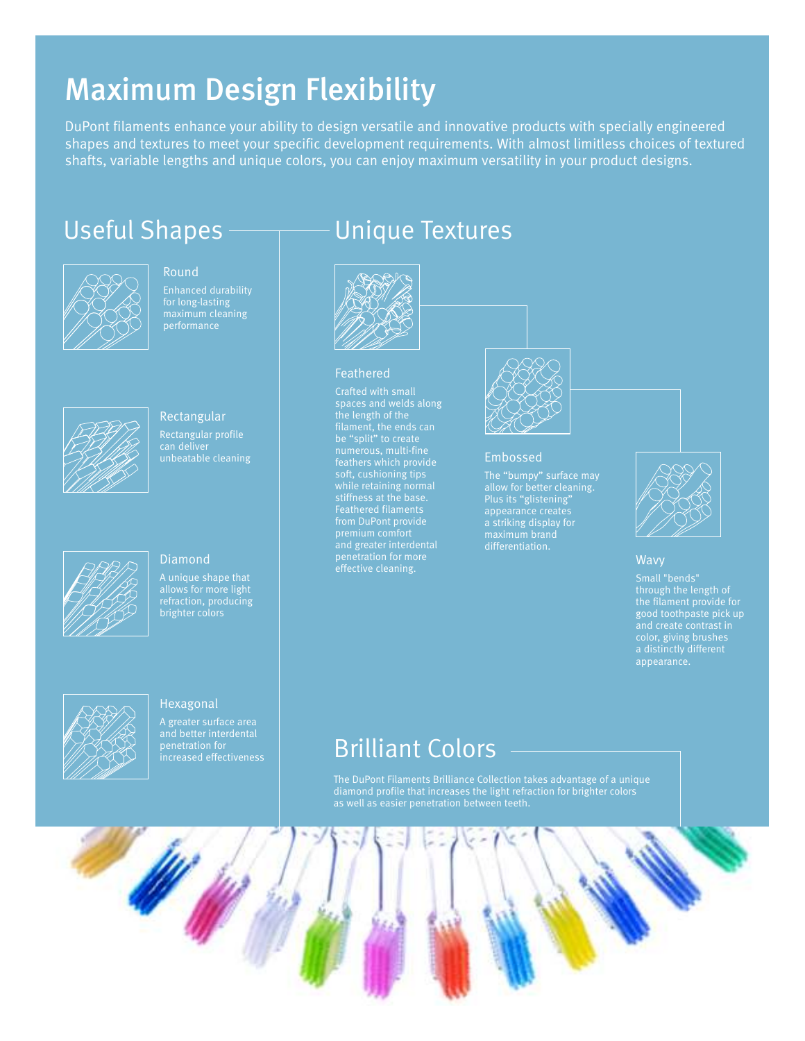# Maximum Design Flexibility

DuPont filaments enhance your ability to design versatile and innovative products with specially engineered shapes and textures to meet your specific development requirements. With almost limitless choices of textured shafts, variable lengths and unique colors, you can enjoy maximum versatility in your product designs.

## Useful Shapes

### Round

Enhanced durability for long-lasting maximum cleaning performance

### Rectangular

Rectangular profile can deliver unbeatable cleaning

### Diamond

A unique shape that allows for more light refraction, producing brighter colors

### Hexagonal

A greater surface area and better interdental penetration for increased effectiveness

## Unique Textures

### Feathered

Crafted with small spaces and welds along the length of the filament, the ends can be "split" to create numerous, multi-fine feathers which provide soft, cushioning tips while retaining normal stiffness at the base. Feathered filaments from DuPont provide premium comfort and greater interdental penetration for more effective cleaning.

### Embossed

The "bumpy" surface may allow for better cleaning. Plus its "glistening" appearance creates a striking display for maximum brand differentiation.

### Wavy

Small "bends" through the length of the filament provide for good toothpaste pick up and create contrast in color, giving brushes a distinctly different appearance.

## Brilliant Colors

The DuPont Filaments Brilliance Collection takes advantage of a unique diamond profile that increases the light refraction for brighter colors as well as easier penetration between teeth.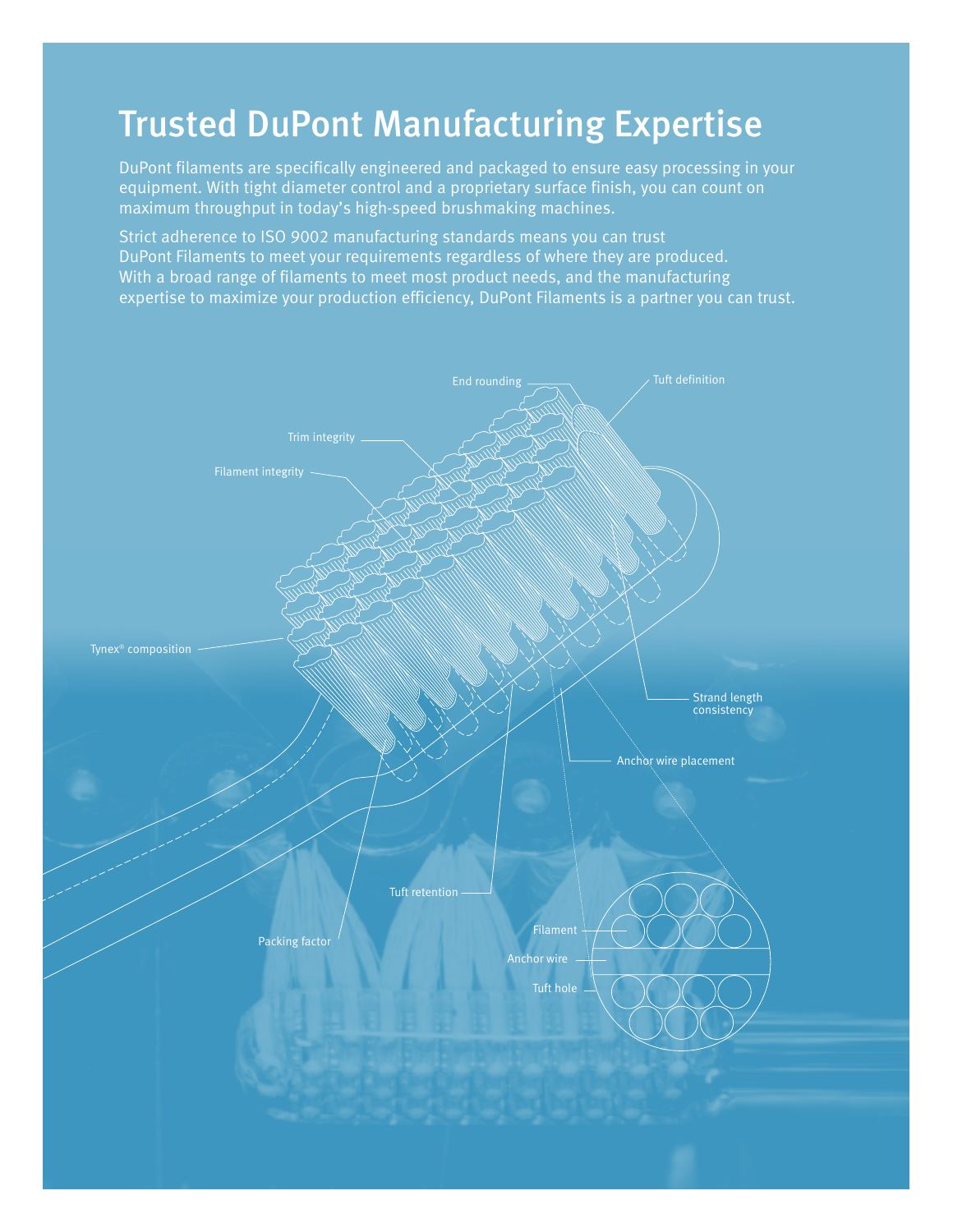# Trusted DuPont Manufacturing Expertise

DuPont filaments are specifically engineered and packaged to ensure easy processing in your equipment. With tight diameter control and a proprietary surface finish, you can count on maximum throughput in today's high-speed brushmaking machines.

Strict adherence to ISO 9002 manufacturing standards means you can trust DuPont Filaments to meet your requirements regardless of where they are produced. With a broad range of filaments to meet most product needs, and the manufacturing expertise to maximize your production efficiency, DuPont Filaments is a partner you can trust.

End rounding

Tuft definition

Trim integrity

Filament integrity

Tynex® composition

Strand length consistency

Anchor wire placement

Tuft retention

Packing factor

Filament

Anchor wire

Tuft hole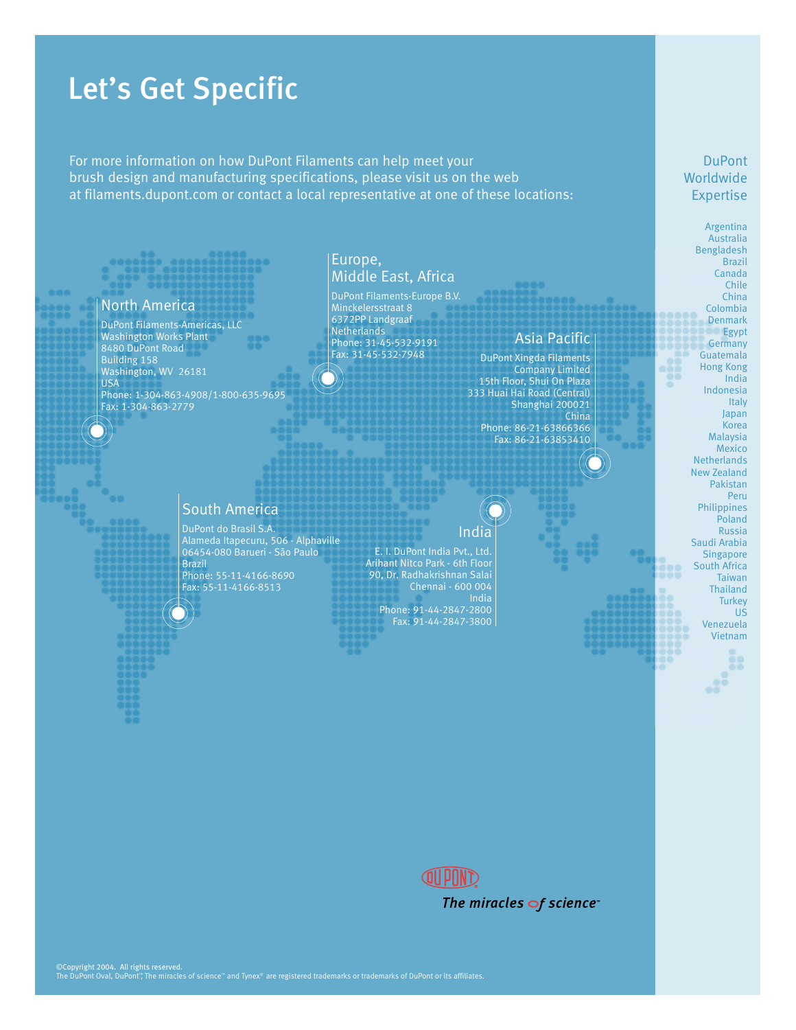# Let's Get Specific

For more information on how DuPont Filaments can help meet your brush design and manufacturing specifications, please visit us on the web at filaments.dupont.com or contact a local representative at one of these locations:

## North America

DuPont Filaments-Americas, LLC
Washington Works Plant
8480 DuPont Road
Building 158
Washington, WV 26181
USA
Phone: 1-304-863-4908/1-800-635-9695
Fax: 1-304-863-2779

## Europe, Middle East, Africa

DuPont Filaments-Europe B.V.
Minckelersstraat 8
6372PP Landgraaf
Netherlands
Phone: 31-45-532-9191
Fax: 31-45-532-7948

## Asia Pacific

DuPont Xingda Filaments
Company Limited
15th Floor, Shui On Plaza
333 Huai Hai Road (Central)
Shanghai 200021
China
Phone: 86-21-63866366
Fax: 86-21-63853410

## South America

DuPont do Brasil S.A.
Alameda Itapecuru, 506 - Alphaville
06454-080 Barueri - São Paulo
Brazil
Phone: 55-11-4166-8690
Fax: 55-11-4166-8513

## India

E. I. DuPont India Pvt., Ltd.
Arihant Nitco Park - 6th Floor
90, Dr. Radhakrishnan Salai
Chennai - 600 004
India
Phone: 91-44-2847-2800
Fax: 91-44-2847-3800

## DuPont Worldwide Expertise

Argentina
Australia
Bengladesh
Brazil
Canada
Chile
China
Colombia
Denmark
Egypt
Germany
Guatemala
Hong Kong
India
Indonesia
Italy
Japan
Korea
Malaysia
Mexico
Netherlands
New Zealand
Pakistan
Peru
Philippines
Poland
Russia
Saudi Arabia
Singapore
South Africa
Taiwan
Thailand
Turkey
US
Venezuela
Vietnam

DUPONT
*The miracles of science™*

©Copyright 2004. All rights reserved.
The DuPont Oval, DuPont™, The miracles of science™ and Tynex® are registered trademarks or trademarks of DuPont or its affiliates.